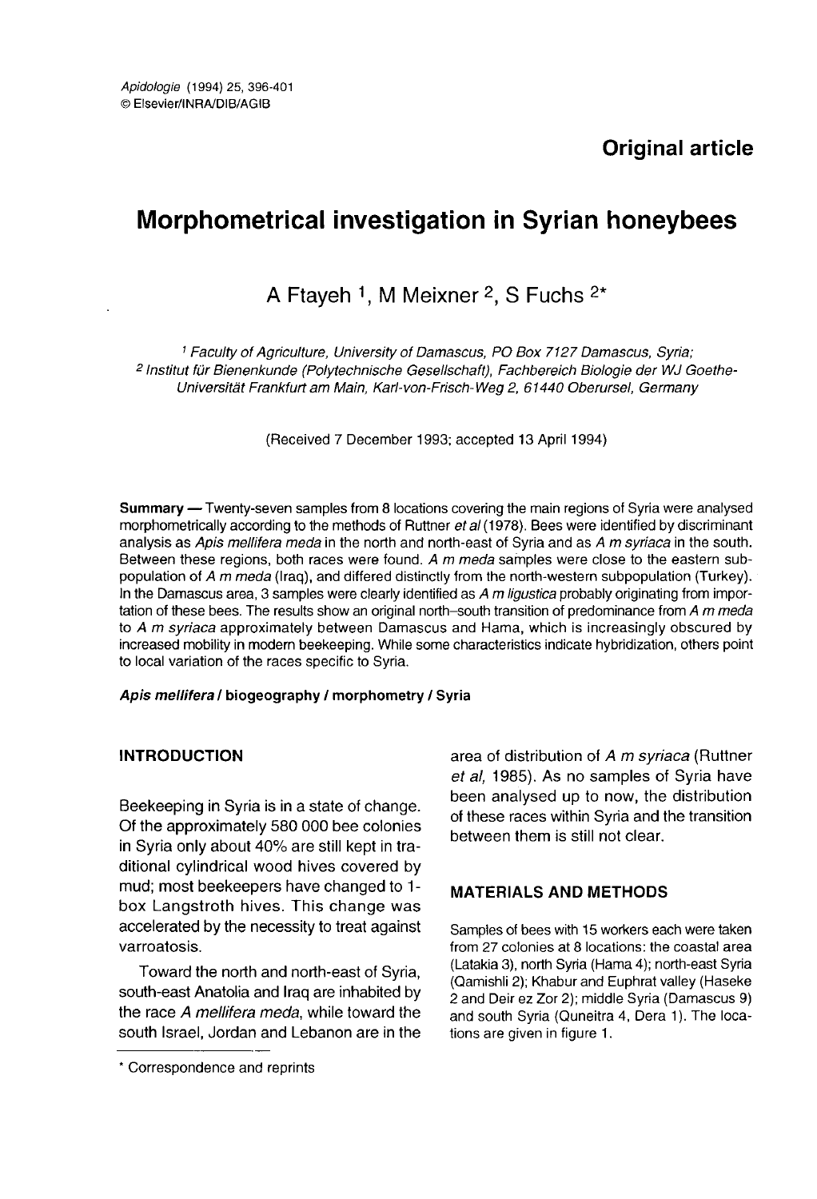Original article

# Morphometrical investigation in Syrian honeybees

A Ftayeh [1], M Meixner [2], S Fuchs [2]*

[1] *Faculty of Agriculture, University of Damascus, PO Box 7127 Damascus, Syria;*
[2] *Institut für Bienenkunde (Polytechnische Gesellschaft), Fachbereich Biologie der WJ Goethe-Universität Frankfurt am Main, Karl-von-Frisch-Weg 2, 61440 Oberursel, Germany*

(Received 7 December 1993; accepted 13 April 1994)

**Summary** — Twenty-seven samples from 8 locations covering the main regions of Syria were analysed morphometrically according to the methods of Ruttner *et al* (1978). Bees were identified by discriminant analysis as *Apis mellifera meda* in the north and north-east of Syria and as *A m syriaca* in the south. Between these regions, both races were found. *A m meda* samples were close to the eastern subpopulation of *A m meda* (Iraq), and differed distinctly from the north-western subpopulation (Turkey). In the Damascus area, 3 samples were clearly identified as *A m ligustica* probably originating from importation of these bees. The results show an original north–south transition of predominance from *A m meda* to *A m syriaca* approximately between Damascus and Hama, which is increasingly obscured by increased mobility in modern beekeeping. While some characteristics indicate hybridization, others point to local variation of the races specific to Syria.

***Apis mellifera* / biogeography / morphometry / Syria**

## INTRODUCTION

Beekeeping in Syria is in a state of change. Of the approximately 580 000 bee colonies in Syria only about 40% are still kept in traditional cylindrical wood hives covered by mud; most beekeepers have changed to 1-box Langstroth hives. This change was accelerated by the necessity to treat against varroatosis.

Toward the north and north-east of Syria, south-east Anatolia and Iraq are inhabited by the race *A mellifera meda*, while toward the south Israel, Jordan and Lebanon are in the area of distribution of *A m syriaca* (Ruttner *et al*, 1985). As no samples of Syria have been analysed up to now, the distribution of these races within Syria and the transition between them is still not clear.

## MATERIALS AND METHODS

Samples of bees with 15 workers each were taken from 27 colonies at 8 locations: the coastal area (Latakia 3), north Syria (Hama 4); north-east Syria (Qamishli 2); Khabur and Euphrat valley (Haseke 2 and Deir ez Zor 2); middle Syria (Damascus 9) and south Syria (Quneitra 4, Dera 1). The locations are given in figure 1.

* Correspondence and reprints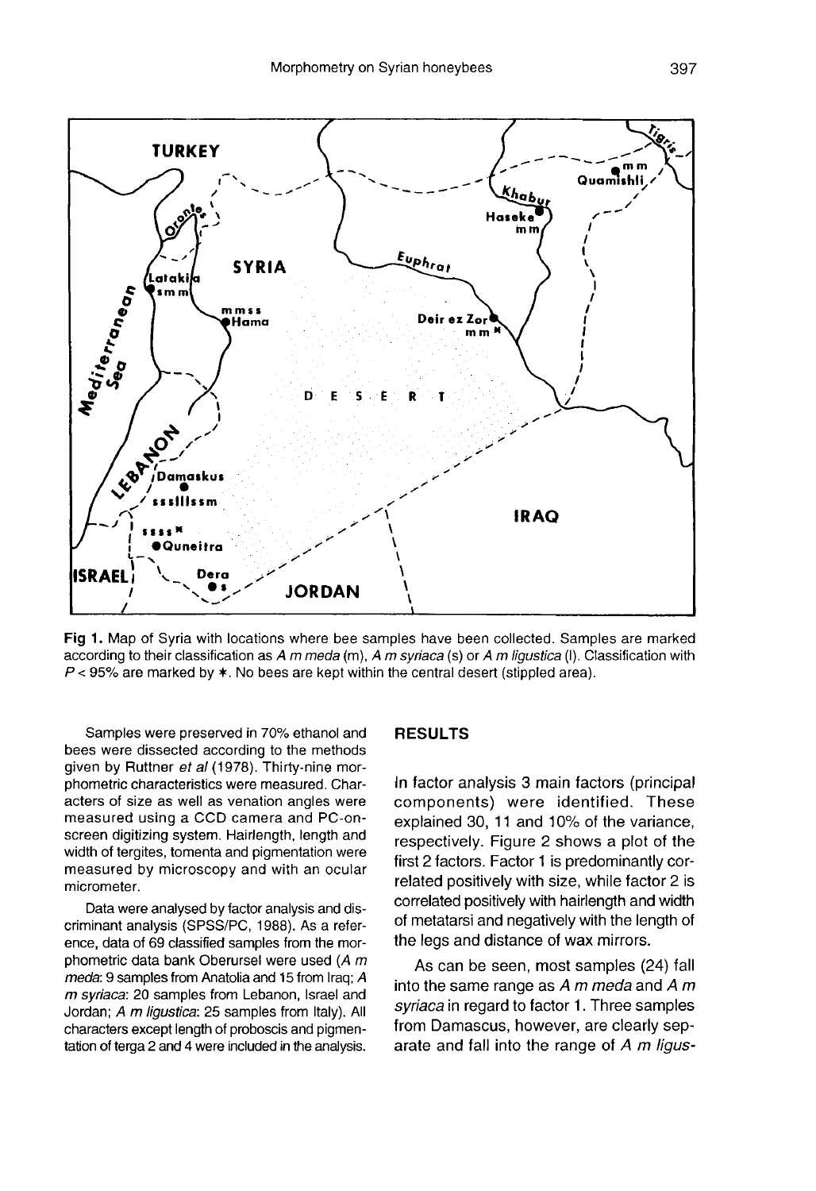Fig 1. Map of Syria with locations where bee samples have been collected. Samples are marked according to their classification as *A m meda* (m), *A m syriaca* (s) or *A m ligustica* (l). Classification with $P < 95\%$ are marked by *. No bees are kept within the central desert (stippled area).

Samples were preserved in 70% ethanol and bees were dissected according to the methods given by Ruttner *et al* (1978). Thirty-nine morphometric characteristics were measured. Characters of size as well as venation angles were measured using a CCD camera and PC-on-screen digitizing system. Hairlength, length and width of tergites, tomenta and pigmentation were measured by microscopy and with an ocular micrometer.

Data were analysed by factor analysis and discriminant analysis (SPSS/PC, 1988). As a reference, data of 69 classified samples from the morphometric data bank Oberursel were used (*A m meda*: 9 samples from Anatolia and 15 from Iraq; *A m syriaca*: 20 samples from Lebanon, Israel and Jordan; *A m ligustica*: 25 samples from Italy). All characters except length of proboscis and pigmentation of terga 2 and 4 were included in the analysis.

## RESULTS

In factor analysis 3 main factors (principal components) were identified. These explained 30, 11 and 10% of the variance, respectively. Figure 2 shows a plot of the first 2 factors. Factor 1 is predominantly correlated positively with size, while factor 2 is correlated positively with hairlength and width of metatarsi and negatively with the length of the legs and distance of wax mirrors.

As can be seen, most samples (24) fall into the same range as *A m meda* and *A m syriaca* in regard to factor 1. Three samples from Damascus, however, are clearly separate and fall into the range of *A m ligus-*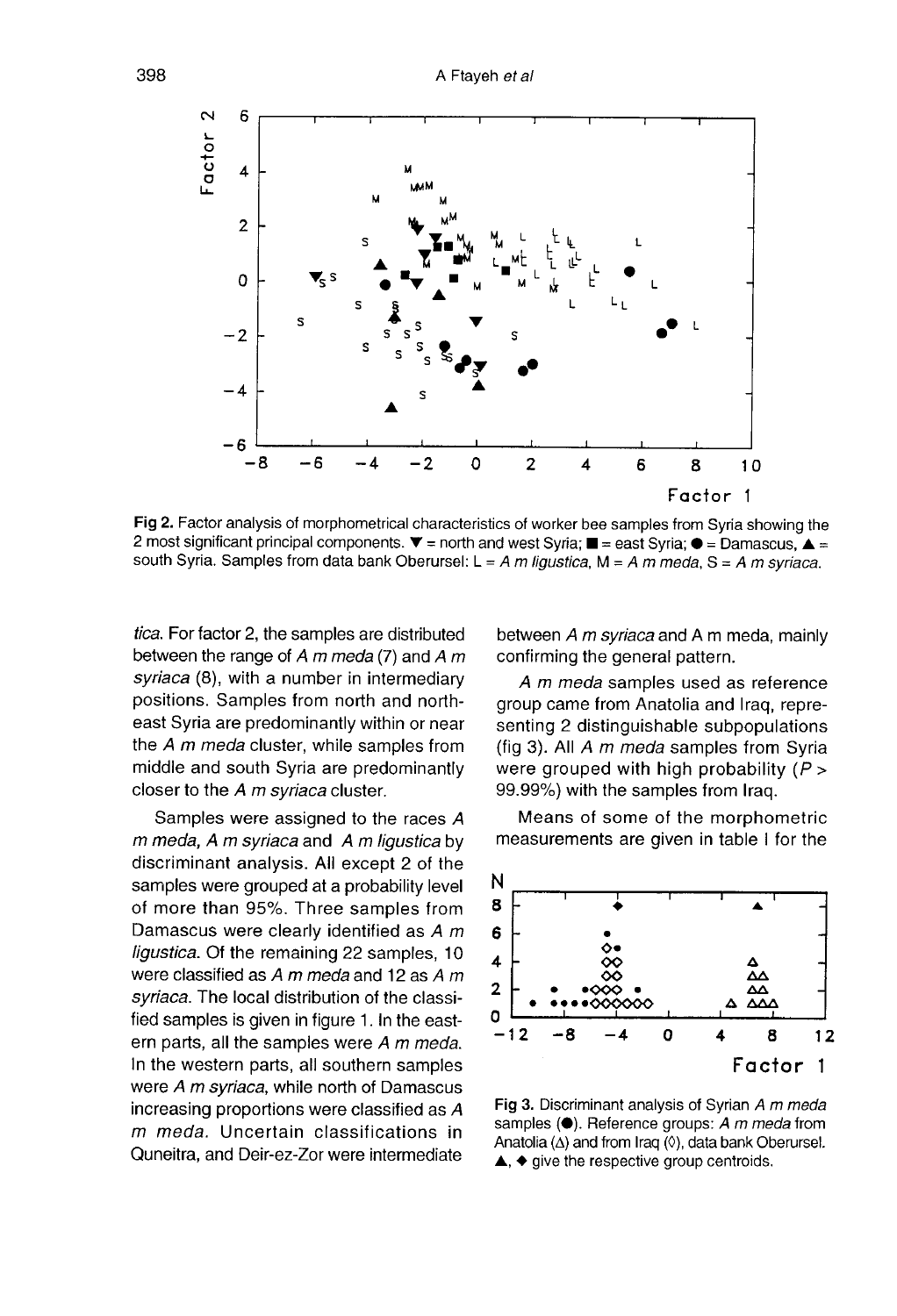Fig 2. Factor analysis of morphometrical characteristics of worker bee samples from Syria showing the 2 most significant principal components. ▼ = north and west Syria; ■ = east Syria; ● = Damascus, ▲ = south Syria. Samples from data bank Oberursel: L = *A m ligustica*, M = *A m meda*, S = *A m syriaca*.

*tica*. For factor 2, the samples are distributed between the range of *A m meda* (7) and *A m syriaca* (8), with a number in intermediary positions. Samples from north and northeast Syria are predominantly within or near the *A m meda* cluster, while samples from middle and south Syria are predominantly closer to the *A m syriaca* cluster.

Samples were assigned to the races *A m meda, A m syriaca* and *A m ligustica* by discriminant analysis. All except 2 of the samples were grouped at a probability level of more than 95%. Three samples from Damascus were clearly identified as *A m ligustica*. Of the remaining 22 samples, 10 were classified as *A m meda* and 12 as *A m syriaca*. The local distribution of the classified samples is given in figure 1. In the eastern parts, all the samples were *A m meda*. In the western parts, all southern samples were *A m syriaca*, while north of Damascus increasing proportions were classified as *A m meda*. Uncertain classifications in Quneitra, and Deir-ez-Zor were intermediate between *A m syriaca* and A m meda, mainly confirming the general pattern.

*A m meda* samples used as reference group came from Anatolia and Iraq, representing 2 distinguishable subpopulations (fig 3). All *A m meda* samples from Syria were grouped with high probability ($P >$ 99.99%) with the samples from Iraq.

Means of some of the morphometric measurements are given in table I for the

Fig 3. Discriminant analysis of Syrian *A m meda* samples (●). Reference groups: *A m meda* from Anatolia (Δ) and from Iraq (◊), data bank Oberursel. ▲, ◆ give the respective group centroids.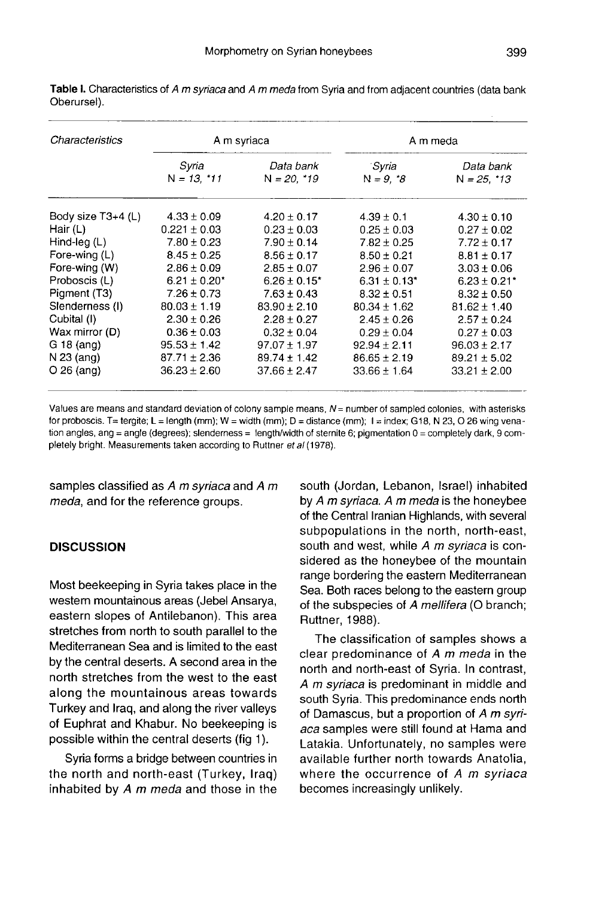**Table I.** Characteristics of *A m syriaca* and *A m meda* from Syria and from adjacent countries (data bank Oberursel).

| *Characteristics* | A m syriaca | | A m meda | |
|---|---|---|---|---|
| | *Syria* N = 13, *11 | *Data bank* N = 20, *19 | *Syria* N = 9, *8 | *Data bank* N = 25, *13 |
| Body size T3+4 (L) | 4.33 ± 0.09 | 4.20 ± 0.17 | 4.39 ± 0.1 | 4.30 ± 0.10 |
| Hair (L) | 0.221 ± 0.03 | 0.23 ± 0.03 | 0.25 ± 0.03 | 0.27 ± 0.02 |
| Hind-leg (L) | 7.80 ± 0.23 | 7.90 ± 0.14 | 7.82 ± 0.25 | 7.72 ± 0.17 |
| Fore-wing (L) | 8.45 ± 0.25 | 8.56 ± 0.17 | 8.50 ± 0.21 | 8.81 ± 0.17 |
| Fore-wing (W) | 2.86 ± 0.09 | 2.85 ± 0.07 | 2.96 ± 0.07 | 3.03 ± 0.06 |
| Proboscis (L) | 6.21 ± 0.20* | 6.26 ± 0.15* | 6.31 ± 0.13* | 6.23 ± 0.21* |
| Pigment (T3) | 7.26 ± 0.73 | 7.63 ± 0.43 | 8.32 ± 0.51 | 8.32 ± 0.50 |
| Slenderness (I) | 80.03 ± 1.19 | 83.90 ± 2.10 | 80.34 ± 1.62 | 81.62 ± 1.40 |
| Cubital (I) | 2.30 ± 0.26 | 2.28 ± 0.27 | 2.45 ± 0.26 | 2.57 ± 0.24 |
| Wax mirror (D) | 0.36 ± 0.03 | 0.32 ± 0.04 | 0.29 ± 0.04 | 0.27 ± 0.03 |
| G 18 (ang) | 95.53 ± 1.42 | 97.07 ± 1.97 | 92.94 ± 2.11 | 96.03 ± 2.17 |
| N 23 (ang) | 87.71 ± 2.36 | 89.74 ± 1.42 | 86.65 ± 2.19 | 89.21 ± 5.02 |
| O 26 (ang) | 36.23 ± 2.60 | 37.66 ± 2.47 | 33.66 ± 1.64 | 33.21 ± 2.00 |

Values are means and standard deviation of colony sample means, *N* = number of sampled colonies, with asterisks for proboscis. T= tergite; L = length (mm); W = width (mm); D = distance (mm); I = index; G18, N 23, O 26 wing venation angles, ang = angle (degrees); slenderness = length/width of sternite 6; pigmentation 0 = completely dark, 9 completely bright. Measurements taken according to Ruttner *et al* (1978).

samples classified as *A m syriaca* and *A m meda*, and for the reference groups.

## DISCUSSION

Most beekeeping in Syria takes place in the western mountainous areas (Jebel Ansarya, eastern slopes of Antilebanon). This area stretches from north to south parallel to the Mediterranean Sea and is limited to the east by the central deserts. A second area in the north stretches from the west to the east along the mountainous areas towards Turkey and Iraq, and along the river valleys of Euphrat and Khabur. No beekeeping is possible within the central deserts (fig 1).

Syria forms a bridge between countries in the north and north-east (Turkey, Iraq) inhabited by *A m meda* and those in the south (Jordan, Lebanon, Israel) inhabited by *A m syriaca*. *A m meda* is the honeybee of the Central Iranian Highlands, with several subpopulations in the north, north-east, south and west, while *A m syriaca* is considered as the honeybee of the mountain range bordering the eastern Mediterranean Sea. Both races belong to the eastern group of the subspecies of *A mellifera* (O branch; Ruttner, 1988).

The classification of samples shows a clear predominance of *A m meda* in the north and north-east of Syria. In contrast, *A m syriaca* is predominant in middle and south Syria. This predominance ends north of Damascus, but a proportion of *A m syriaca* samples were still found at Hama and Latakia. Unfortunately, no samples were available further north towards Anatolia, where the occurrence of *A m syriaca* becomes increasingly unlikely.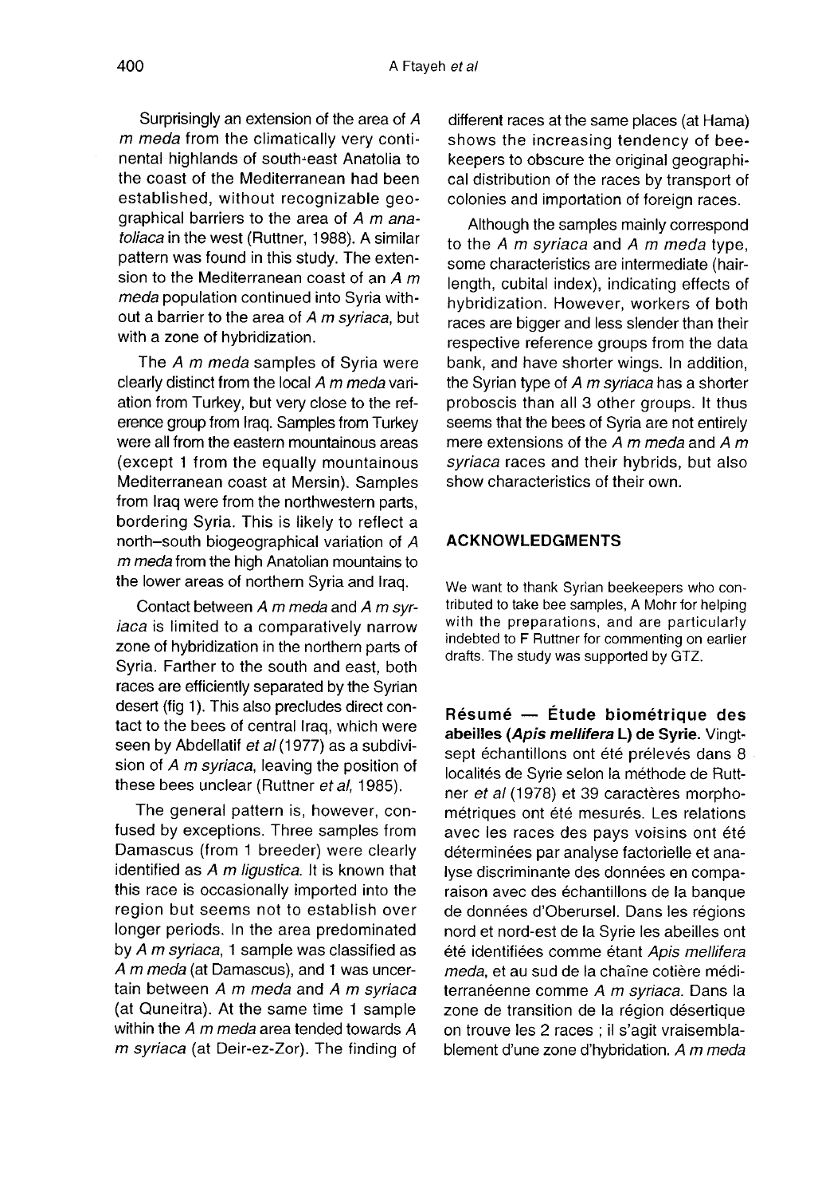Surprisingly an extension of the area of *A m meda* from the climatically very continental highlands of south-east Anatolia to the coast of the Mediterranean had been established, without recognizable geographical barriers to the area of *A m anatoliaca* in the west (Ruttner, 1988). A similar pattern was found in this study. The extension to the Mediterranean coast of an *A m meda* population continued into Syria without a barrier to the area of *A m syriaca*, but with a zone of hybridization.

The *A m meda* samples of Syria were clearly distinct from the local *A m meda* variation from Turkey, but very close to the reference group from Iraq. Samples from Turkey were all from the eastern mountainous areas (except 1 from the equally mountainous Mediterranean coast at Mersin). Samples from Iraq were from the northwestern parts, bordering Syria. This is likely to reflect a north–south biogeographical variation of *A m meda* from the high Anatolian mountains to the lower areas of northern Syria and Iraq.

Contact between *A m meda* and *A m syriaca* is limited to a comparatively narrow zone of hybridization in the northern parts of Syria. Farther to the south and east, both races are efficiently separated by the Syrian desert (fig 1). This also precludes direct contact to the bees of central Iraq, which were seen by Abdellatif *et al* (1977) as a subdivision of *A m syriaca*, leaving the position of these bees unclear (Ruttner *et al*, 1985).

The general pattern is, however, confused by exceptions. Three samples from Damascus (from 1 breeder) were clearly identified as *A m ligustica*. It is known that this race is occasionally imported into the region but seems not to establish over longer periods. In the area predominated by *A m syriaca*, 1 sample was classified as *A m meda* (at Damascus), and 1 was uncertain between *A m meda* and *A m syriaca* (at Quneitra). At the same time 1 sample within the *A m meda* area tended towards *A m syriaca* (at Deir-ez-Zor). The finding of different races at the same places (at Hama) shows the increasing tendency of beekeepers to obscure the original geographical distribution of the races by transport of colonies and importation of foreign races.

Although the samples mainly correspond to the *A m syriaca* and *A m meda* type, some characteristics are intermediate (hair-length, cubital index), indicating effects of hybridization. However, workers of both races are bigger and less slender than their respective reference groups from the data bank, and have shorter wings. In addition, the Syrian type of *A m syriaca* has a shorter proboscis than all 3 other groups. It thus seems that the bees of Syria are not entirely mere extensions of the *A m meda* and *A m syriaca* races and their hybrids, but also show characteristics of their own.

## ACKNOWLEDGMENTS

We want to thank Syrian beekeepers who contributed to take bee samples, A Mohr for helping with the preparations, and are particularly indebted to F Ruttner for commenting on earlier drafts. The study was supported by GTZ.

**Résumé — Étude biométrique des abeilles (*Apis mellifera* L) de Syrie.** Vingt-sept échantillons ont été prélevés dans 8 localités de Syrie selon la méthode de Ruttner *et al* (1978) et 39 caractères morphométriques ont été mesurés. Les relations avec les races des pays voisins ont été déterminées par analyse factorielle et analyse discriminante des données en comparaison avec des échantillons de la banque de données d'Oberursel. Dans les régions nord et nord-est de la Syrie les abeilles ont été identifiées comme étant *Apis mellifera meda*, et au sud de la chaîne cotière méditerranéenne comme *A m syriaca*. Dans la zone de transition de la région désertique on trouve les 2 races ; il s'agit vraisemblablement d'une zone d'hybridation. *A m meda*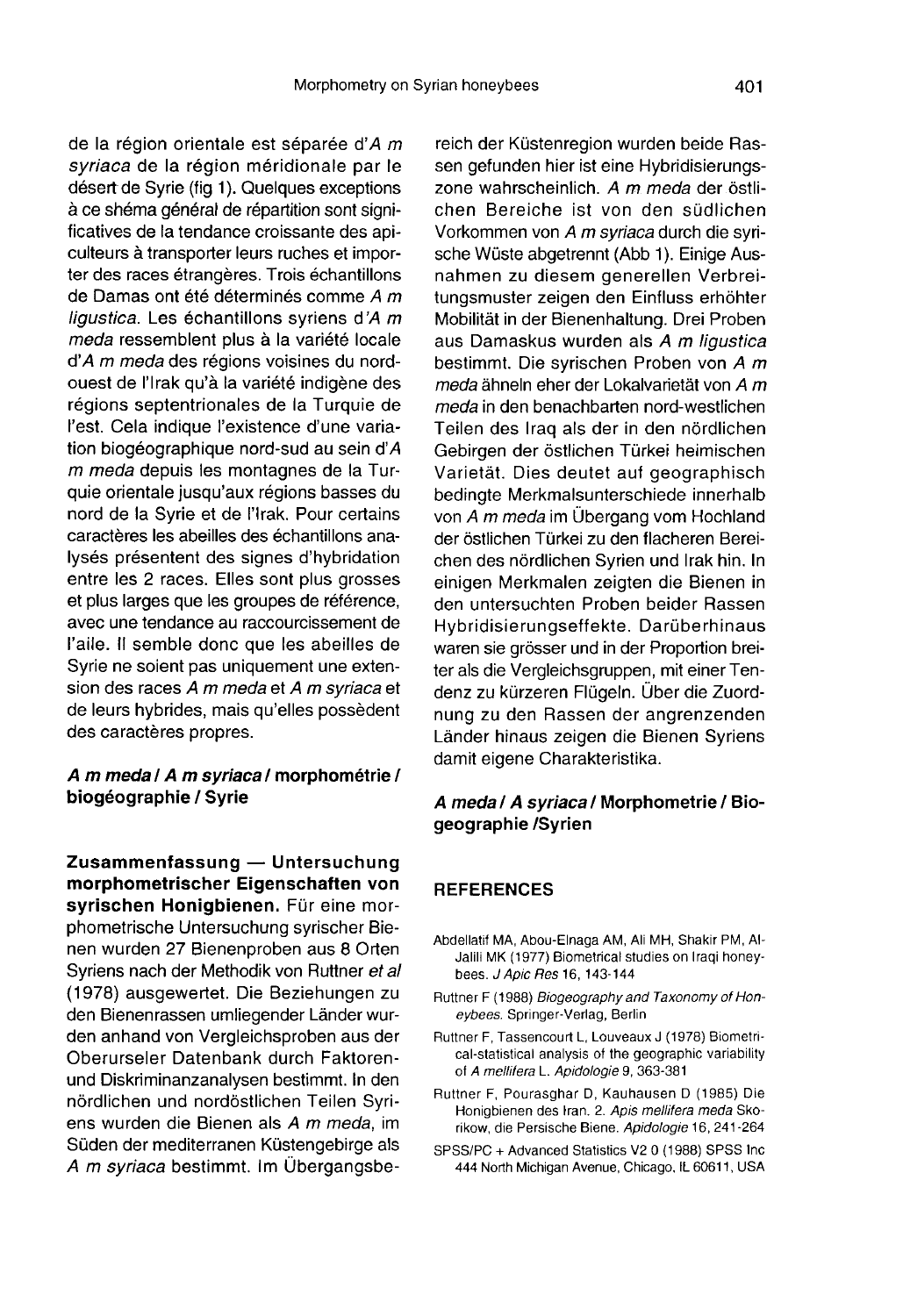de la région orientale est séparée d'*A m syriaca* de la région méridionale par le désert de Syrie (fig 1). Quelques exceptions à ce shéma général de répartition sont significatives de la tendance croissante des apiculteurs à transporter leurs ruches et importer des races étrangères. Trois échantillons de Damas ont été déterminés comme *A m ligustica*. Les échantillons syriens d'*A m meda* ressemblent plus à la variété locale d'*A m meda* des régions voisines du nord-ouest de l'Irak qu'à la variété indigène des régions septentrionales de la Turquie de l'est. Cela indique l'existence d'une variation biogéographique nord-sud au sein d'*A m meda* depuis les montagnes de la Turquie orientale jusqu'aux régions basses du nord de la Syrie et de l'Irak. Pour certains caractères les abeilles des échantillons analysés présentent des signes d'hybridation entre les 2 races. Elles sont plus grosses et plus larges que les groupes de référence, avec une tendance au raccourcissement de l'aile. Il semble donc que les abeilles de Syrie ne soient pas uniquement une extension des races *A m meda* et *A m syriaca* et de leurs hybrides, mais qu'elles possèdent des caractères propres.

***A m meda* / *A m syriaca* / morphométrie / biogéographie / Syrie**

**Zusammenfassung — Untersuchung morphometrischer Eigenschaften von syrischen Honigbienen.** Für eine morphometrische Untersuchung syrischer Bienen wurden 27 Bienenproben aus 8 Orten Syriens nach der Methodik von Ruttner *et al* (1978) ausgewertet. Die Beziehungen zu den Bienenrassen umliegender Länder wurden anhand von Vergleichsproben aus der Oberurseler Datenbank durch Faktoren- und Diskriminanzanalysen bestimmt. In den nördlichen und nordöstlichen Teilen Syriens wurden die Bienen als *A m meda*, im Süden der mediterranen Küstengebirge als *A m syriaca* bestimmt. Im Übergangsbereich der Küstenregion wurden beide Rassen gefunden hier ist eine Hybridisierungszone wahrscheinlich. *A m meda* der östlichen Bereiche ist von den südlichen Vorkommen von *A m syriaca* durch die syrische Wüste abgetrennt (Abb 1). Einige Ausnahmen zu diesem generellen Verbreitungsmuster zeigen den Einfluss erhöhter Mobilität in der Bienenhaltung. Drei Proben aus Damaskus wurden als *A m ligustica* bestimmt. Die syrischen Proben von *A m meda* ähneln eher der Lokalvarietät von *A m meda* in den benachbarten nord-westlichen Teilen des Iraq als der in den nördlichen Gebirgen der östlichen Türkei heimischen Varietät. Dies deutet auf geographisch bedingte Merkmalsunterschiede innerhalb von *A m meda* im Übergang vom Hochland der östlichen Türkei zu den flacheren Bereichen des nördlichen Syrien und Irak hin. In einigen Merkmalen zeigten die Bienen in den untersuchten Proben beider Rassen Hybridisierungseffekte. Darüberhinaus waren sie grösser und in der Proportion breiter als die Vergleichsgruppen, mit einer Tendenz zu kürzeren Flügeln. Über die Zuordnung zu den Rassen der angrenzenden Länder hinaus zeigen die Bienen Syriens damit eigene Charakteristika.

***A meda* / *A syriaca* / Morphometrie / Biogeographie /Syrien**

## REFERENCES

Abdellatif MA, Abou-Elnaga AM, Ali MH, Shakir PM, Al-Jalili MK (1977) Biometrical studies on Iraqi honeybees. *J Apic Res* 16, 143-144

Ruttner F (1988) *Biogeography and Taxonomy of Honeybees*. Springer-Verlag, Berlin

Ruttner F, Tassencourt L, Louveaux J (1978) Biometrical-statistical analysis of the geographic variability of *A mellifera* L. *Apidologie* 9, 363-381

Ruttner F, Pourasghar D, Kauhausen D (1985) Die Honigbienen des Iran. 2. *Apis mellifera meda* Skorikow, die Persische Biene. *Apidologie* 16, 241-264

SPSS/PC + Advanced Statistics V2 0 (1988) SPSS Inc 444 North Michigan Avenue, Chicago, IL 60611, USA